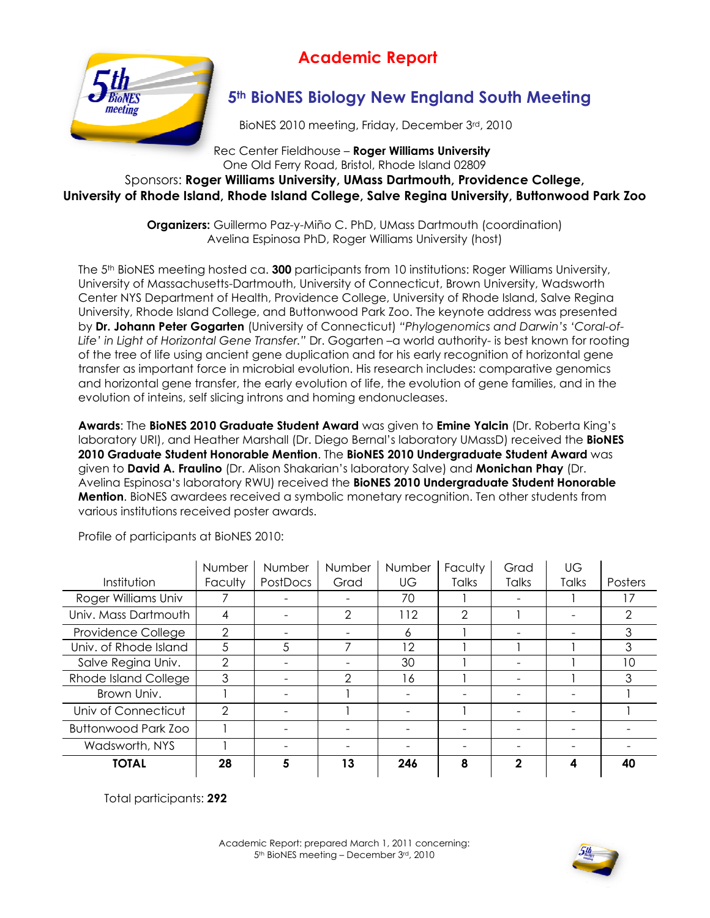# Academic Report

## 5th BioNES Biology New England South Meeting

BioNES 2010 meeting, Friday, December 3rd, 2010

Rec Center Fieldhouse – **Roger Williams University**
One Old Ferry Road, Bristol, Rhode Island 02809

Sponsors: **Roger Williams University, UMass Dartmouth, Providence College, University of Rhode Island, Rhode Island College, Salve Regina University, Buttonwood Park Zoo**

**Organizers:** Guillermo Paz-y-Miño C. PhD, UMass Dartmouth (coordination)
Avelina Espinosa PhD, Roger Williams University (host)

The 5th BioNES meeting hosted ca. **300** participants from 10 institutions: Roger Williams University, University of Massachusetts-Dartmouth, University of Connecticut, Brown University, Wadsworth Center NYS Department of Health, Providence College, University of Rhode Island, Salve Regina University, Rhode Island College, and Buttonwood Park Zoo. The keynote address was presented by **Dr. Johann Peter Gogarten** (University of Connecticut) *"Phylogenomics and Darwin's 'Coral-of-Life' in Light of Horizontal Gene Transfer."* Dr. Gogarten –a world authority- is best known for rooting of the tree of life using ancient gene duplication and for his early recognition of horizontal gene transfer as important force in microbial evolution. His research includes: comparative genomics and horizontal gene transfer, the early evolution of life, the evolution of gene families, and in the evolution of inteins, self slicing introns and homing endonucleases.

**Awards**: The **BioNES 2010 Graduate Student Award** was given to **Emine Yalcin** (Dr. Roberta King's laboratory URI), and Heather Marshall (Dr. Diego Bernal's laboratory UMassD) received the **BioNES 2010 Graduate Student Honorable Mention**. The **BioNES 2010 Undergraduate Student Award** was given to **David A. Fraulino** (Dr. Alison Shakarian's laboratory Salve) and **Monichan Phay** (Dr. Avelina Espinosa's laboratory RWU) received the **BioNES 2010 Undergraduate Student Honorable Mention**. BioNES awardees received a symbolic monetary recognition. Ten other students from various institutions received poster awards.

Profile of participants at BioNES 2010:

| Institution | Number Faculty | Number PostDocs | Number Grad | Number UG | Faculty Talks | Grad Talks | UG Talks | Posters |
|---|---|---|---|---|---|---|---|---|
| Roger Williams Univ | 7 | - | - | 70 | 1 | - | 1 | 17 |
| Univ. Mass Dartmouth | 4 | - | 2 | 112 | 2 | 1 | - | 2 |
| Providence College | 2 | - | - | 6 | 1 | - | - | 3 |
| Univ. of Rhode Island | 5 | 5 | 7 | 12 | 1 | 1 | 1 | 3 |
| Salve Regina Univ. | 2 | - | - | 30 | 1 | - | 1 | 10 |
| Rhode Island College | 3 | - | 2 | 16 | 1 | - | 1 | 3 |
| Brown Univ. | 1 | - | 1 | - | - | - | - | 1 |
| Univ of Connecticut | 2 | - | 1 | - | 1 | - | - | 1 |
| Buttonwood Park Zoo | 1 | - | - | - | - | - | - | - |
| Wadsworth, NYS | 1 | - | - | - | - | - | - | - |
| **TOTAL** | **28** | **5** | **13** | **246** | **8** | **2** | **4** | **40** |

Total participants: **292**

Academic Report: prepared March 1, 2011 concerning:
5th BioNES meeting – December 3rd, 2010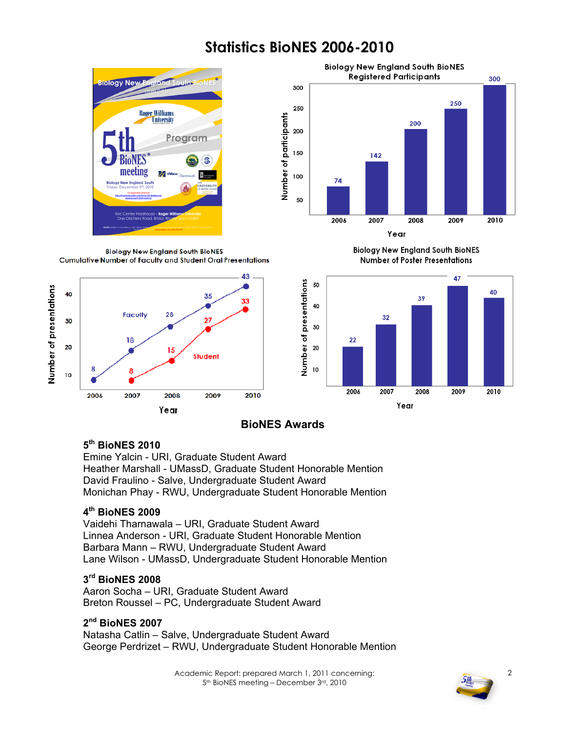# Statistics BioNES 2006-2010

Biology New England South BioNES
Registered Participants

Number of participants

300
250
200
150
100
50

74
142
200
250
300

2006
2007
2008
2009
2010

Year

Biology New England South BioNES
Cumulative Number of Faculty and Student Oral Presentations

Number of presentations

40
30
20
10

Faculty
8
18
28
35
43

Student
8
15
27
33

2006
2007
2008
2009
2010

Year

Biology New England South BioNES
Number of Poster Presentations

Number of presentations

50
40
30
20
10

22
32
39
47
40

2006
2007
2008
2009
2010

Year

## BioNES Awards

### 5th BioNES 2010

Emine Yalcin - URI, Graduate Student Award
Heather Marshall - UMassD, Graduate Student Honorable Mention
David Fraulino - Salve, Undergraduate Student Award
Monichan Phay - RWU, Undergraduate Student Honorable Mention

### 4th BioNES 2009

Vaidehi Tharnawala – URI, Graduate Student Award
Linnea Anderson - URI, Graduate Student Honorable Mention
Barbara Mann – RWU, Undergraduate Student Award
Lane Wilson - UMassD, Undergraduate Student Honorable Mention

### 3rd BioNES 2008

Aaron Socha – URI, Graduate Student Award
Breton Roussel – PC, Undergraduate Student Award

### 2nd BioNES 2007

Natasha Catlin – Salve, Undergraduate Student Award
George Perdrizet – RWU, Undergraduate Student Honorable Mention